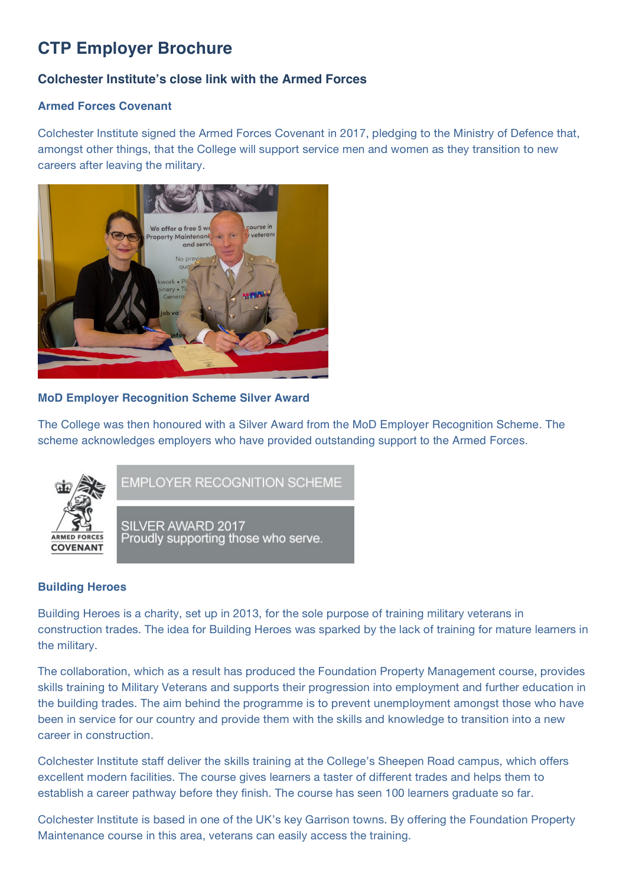# CTP Employer Brochure

### Colchester Institute's close link with the Armed Forces

#### Armed Forces Covenant

Colchester Institute signed the Armed Forces Covenant in 2017, pledging to the Ministry of Defence that, amongst other things, that the College will support service men and women as they transition to new careers after leaving the military.

#### MoD Employer Recognition Scheme Silver Award

The College was then honoured with a Silver Award from the MoD Employer Recognition Scheme. The scheme acknowledges employers who have provided outstanding support to the Armed Forces.

#### Building Heroes

Building Heroes is a charity, set up in 2013, for the sole purpose of training military veterans in construction trades. The idea for Building Heroes was sparked by the lack of training for mature learners in the military.

The collaboration, which as a result has produced the Foundation Property Management course, provides skills training to Military Veterans and supports their progression into employment and further education in the building trades. The aim behind the programme is to prevent unemployment amongst those who have been in service for our country and provide them with the skills and knowledge to transition into a new career in construction.

Colchester Institute staff deliver the skills training at the College's Sheepen Road campus, which offers excellent modern facilities. The course gives learners a taster of different trades and helps them to establish a career pathway before they finish. The course has seen 100 learners graduate so far.

Colchester Institute is based in one of the UK's key Garrison towns. By offering the Foundation Property Maintenance course in this area, veterans can easily access the training.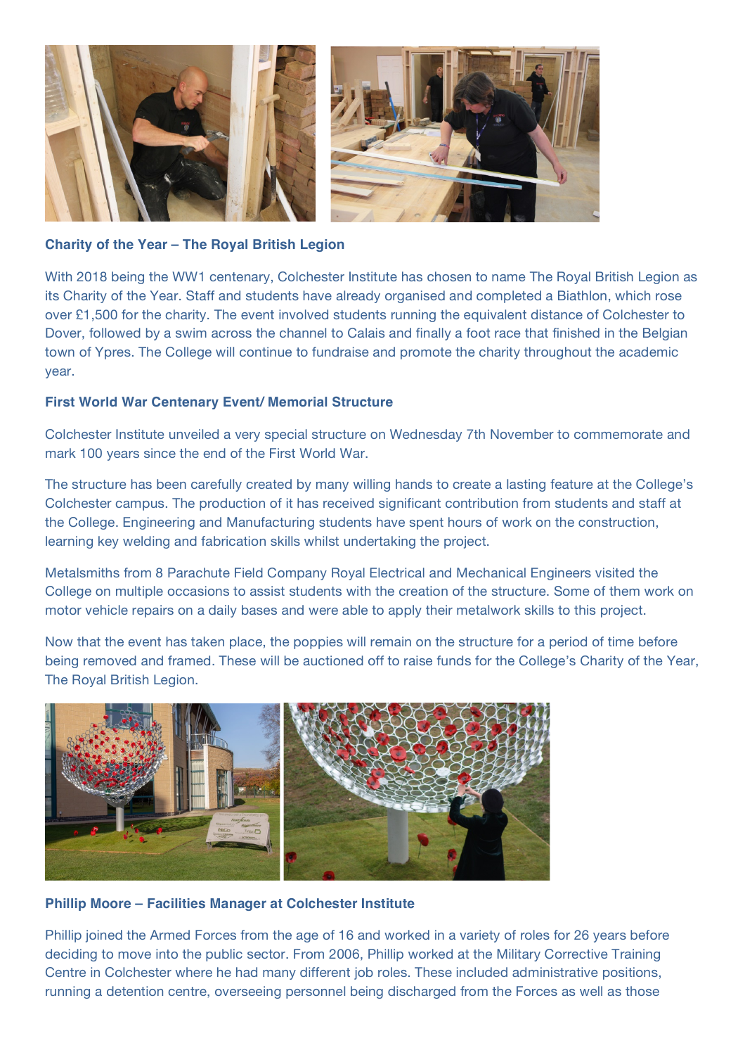**Charity of the Year – The Royal British Legion**

With 2018 being the WW1 centenary, Colchester Institute has chosen to name The Royal British Legion as its Charity of the Year. Staff and students have already organised and completed a Biathlon, which rose over £1,500 for the charity. The event involved students running the equivalent distance of Colchester to Dover, followed by a swim across the channel to Calais and finally a foot race that finished in the Belgian town of Ypres. The College will continue to fundraise and promote the charity throughout the academic year.

**First World War Centenary Event/ Memorial Structure**

Colchester Institute unveiled a very special structure on Wednesday 7th November to commemorate and mark 100 years since the end of the First World War.

The structure has been carefully created by many willing hands to create a lasting feature at the College's Colchester campus. The production of it has received significant contribution from students and staff at the College. Engineering and Manufacturing students have spent hours of work on the construction, learning key welding and fabrication skills whilst undertaking the project.

Metalsmiths from 8 Parachute Field Company Royal Electrical and Mechanical Engineers visited the College on multiple occasions to assist students with the creation of the structure. Some of them work on motor vehicle repairs on a daily bases and were able to apply their metalwork skills to this project.

Now that the event has taken place, the poppies will remain on the structure for a period of time before being removed and framed. These will be auctioned off to raise funds for the College's Charity of the Year, The Royal British Legion.

**Phillip Moore – Facilities Manager at Colchester Institute**

Phillip joined the Armed Forces from the age of 16 and worked in a variety of roles for 26 years before deciding to move into the public sector. From 2006, Phillip worked at the Military Corrective Training Centre in Colchester where he had many different job roles. These included administrative positions, running a detention centre, overseeing personnel being discharged from the Forces as well as those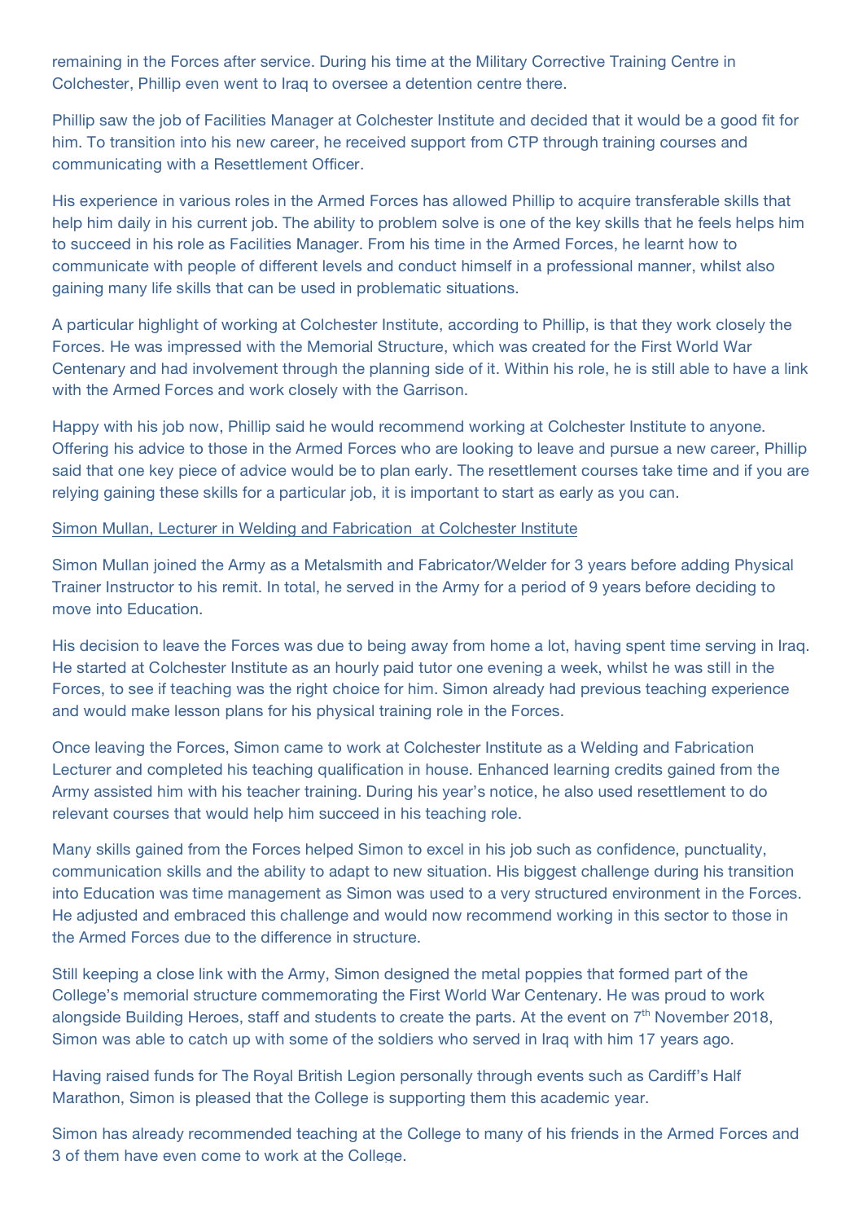remaining in the Forces after service. During his time at the Military Corrective Training Centre in Colchester, Phillip even went to Iraq to oversee a detention centre there.

Phillip saw the job of Facilities Manager at Colchester Institute and decided that it would be a good fit for him. To transition into his new career, he received support from CTP through training courses and communicating with a Resettlement Officer.

His experience in various roles in the Armed Forces has allowed Phillip to acquire transferable skills that help him daily in his current job. The ability to problem solve is one of the key skills that he feels helps him to succeed in his role as Facilities Manager. From his time in the Armed Forces, he learnt how to communicate with people of different levels and conduct himself in a professional manner, whilst also gaining many life skills that can be used in problematic situations.

A particular highlight of working at Colchester Institute, according to Phillip, is that they work closely the Forces. He was impressed with the Memorial Structure, which was created for the First World War Centenary and had involvement through the planning side of it. Within his role, he is still able to have a link with the Armed Forces and work closely with the Garrison.

Happy with his job now, Phillip said he would recommend working at Colchester Institute to anyone. Offering his advice to those in the Armed Forces who are looking to leave and pursue a new career, Phillip said that one key piece of advice would be to plan early. The resettlement courses take time and if you are relying gaining these skills for a particular job, it is important to start as early as you can.

Simon Mullan, Lecturer in Welding and Fabrication at Colchester Institute

Simon Mullan joined the Army as a Metalsmith and Fabricator/Welder for 3 years before adding Physical Trainer Instructor to his remit. In total, he served in the Army for a period of 9 years before deciding to move into Education.

His decision to leave the Forces was due to being away from home a lot, having spent time serving in Iraq. He started at Colchester Institute as an hourly paid tutor one evening a week, whilst he was still in the Forces, to see if teaching was the right choice for him. Simon already had previous teaching experience and would make lesson plans for his physical training role in the Forces.

Once leaving the Forces, Simon came to work at Colchester Institute as a Welding and Fabrication Lecturer and completed his teaching qualification in house. Enhanced learning credits gained from the Army assisted him with his teacher training. During his year's notice, he also used resettlement to do relevant courses that would help him succeed in his teaching role.

Many skills gained from the Forces helped Simon to excel in his job such as confidence, punctuality, communication skills and the ability to adapt to new situation. His biggest challenge during his transition into Education was time management as Simon was used to a very structured environment in the Forces. He adjusted and embraced this challenge and would now recommend working in this sector to those in the Armed Forces due to the difference in structure.

Still keeping a close link with the Army, Simon designed the metal poppies that formed part of the College's memorial structure commemorating the First World War Centenary. He was proud to work alongside Building Heroes, staff and students to create the parts. At the event on 7th November 2018, Simon was able to catch up with some of the soldiers who served in Iraq with him 17 years ago.

Having raised funds for The Royal British Legion personally through events such as Cardiff's Half Marathon, Simon is pleased that the College is supporting them this academic year.

Simon has already recommended teaching at the College to many of his friends in the Armed Forces and 3 of them have even come to work at the College.